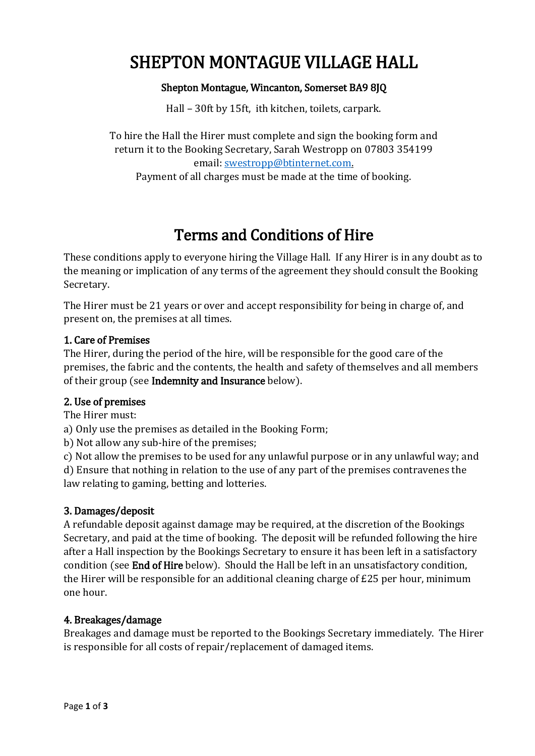# SHEPTON MONTAGUE VILLAGE HALL

**Shepton Montague, Wincanton, Somerset BA9 8JQ**

Hall – 30ft by 15ft, ith kitchen, toilets, carpark.

To hire the Hall the Hirer must complete and sign the booking form and return it to the Booking Secretary, Sarah Westropp on 07803 354199 email: swestropp@btinternet.com. Payment of all charges must be made at the time of booking.

## Terms and Conditions of Hire

These conditions apply to everyone hiring the Village Hall. If any Hirer is in any doubt as to the meaning or implication of any terms of the agreement they should consult the Booking Secretary.

The Hirer must be 21 years or over and accept responsibility for being in charge of, and present on, the premises at all times.

### 1. Care of Premises

The Hirer, during the period of the hire, will be responsible for the good care of the premises, the fabric and the contents, the health and safety of themselves and all members of their group (see **Indemnity and Insurance** below).

### 2. Use of premises

The Hirer must:

a) Only use the premises as detailed in the Booking Form;
b) Not allow any sub-hire of the premises;
c) Not allow the premises to be used for any unlawful purpose or in any unlawful way; and
d) Ensure that nothing in relation to the use of any part of the premises contravenes the law relating to gaming, betting and lotteries.

### 3. Damages/deposit

A refundable deposit against damage may be required, at the discretion of the Bookings Secretary, and paid at the time of booking. The deposit will be refunded following the hire after a Hall inspection by the Bookings Secretary to ensure it has been left in a satisfactory condition (see **End of Hire** below). Should the Hall be left in an unsatisfactory condition, the Hirer will be responsible for an additional cleaning charge of £25 per hour, minimum one hour.

### 4. Breakages/damage

Breakages and damage must be reported to the Bookings Secretary immediately. The Hirer is responsible for all costs of repair/replacement of damaged items.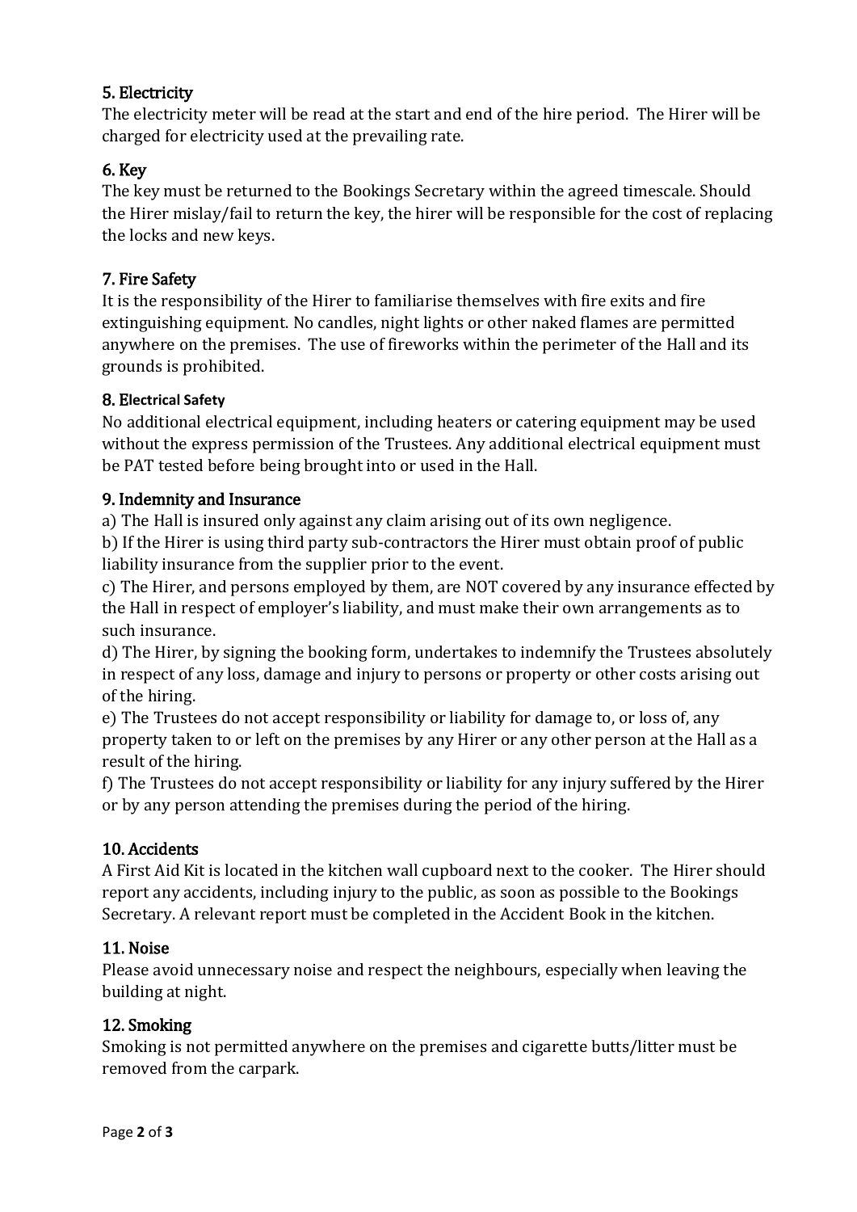## 5. Electricity

The electricity meter will be read at the start and end of the hire period. The Hirer will be charged for electricity used at the prevailing rate.

## 6. Key

The key must be returned to the Bookings Secretary within the agreed timescale. Should the Hirer mislay/fail to return the key, the hirer will be responsible for the cost of replacing the locks and new keys.

## 7. Fire Safety

It is the responsibility of the Hirer to familiarise themselves with fire exits and fire extinguishing equipment. No candles, night lights or other naked flames are permitted anywhere on the premises. The use of fireworks within the perimeter of the Hall and its grounds is prohibited.

## 8. Electrical Safety

No additional electrical equipment, including heaters or catering equipment may be used without the express permission of the Trustees. Any additional electrical equipment must be PAT tested before being brought into or used in the Hall.

## 9. Indemnity and Insurance

a) The Hall is insured only against any claim arising out of its own negligence.
b) If the Hirer is using third party sub-contractors the Hirer must obtain proof of public liability insurance from the supplier prior to the event.
c) The Hirer, and persons employed by them, are NOT covered by any insurance effected by the Hall in respect of employer's liability, and must make their own arrangements as to such insurance.
d) The Hirer, by signing the booking form, undertakes to indemnify the Trustees absolutely in respect of any loss, damage and injury to persons or property or other costs arising out of the hiring.
e) The Trustees do not accept responsibility or liability for damage to, or loss of, any property taken to or left on the premises by any Hirer or any other person at the Hall as a result of the hiring.
f) The Trustees do not accept responsibility or liability for any injury suffered by the Hirer or by any person attending the premises during the period of the hiring.

## 10. Accidents

A First Aid Kit is located in the kitchen wall cupboard next to the cooker. The Hirer should report any accidents, including injury to the public, as soon as possible to the Bookings Secretary. A relevant report must be completed in the Accident Book in the kitchen.

## 11. Noise

Please avoid unnecessary noise and respect the neighbours, especially when leaving the building at night.

## 12. Smoking

Smoking is not permitted anywhere on the premises and cigarette butts/litter must be removed from the carpark.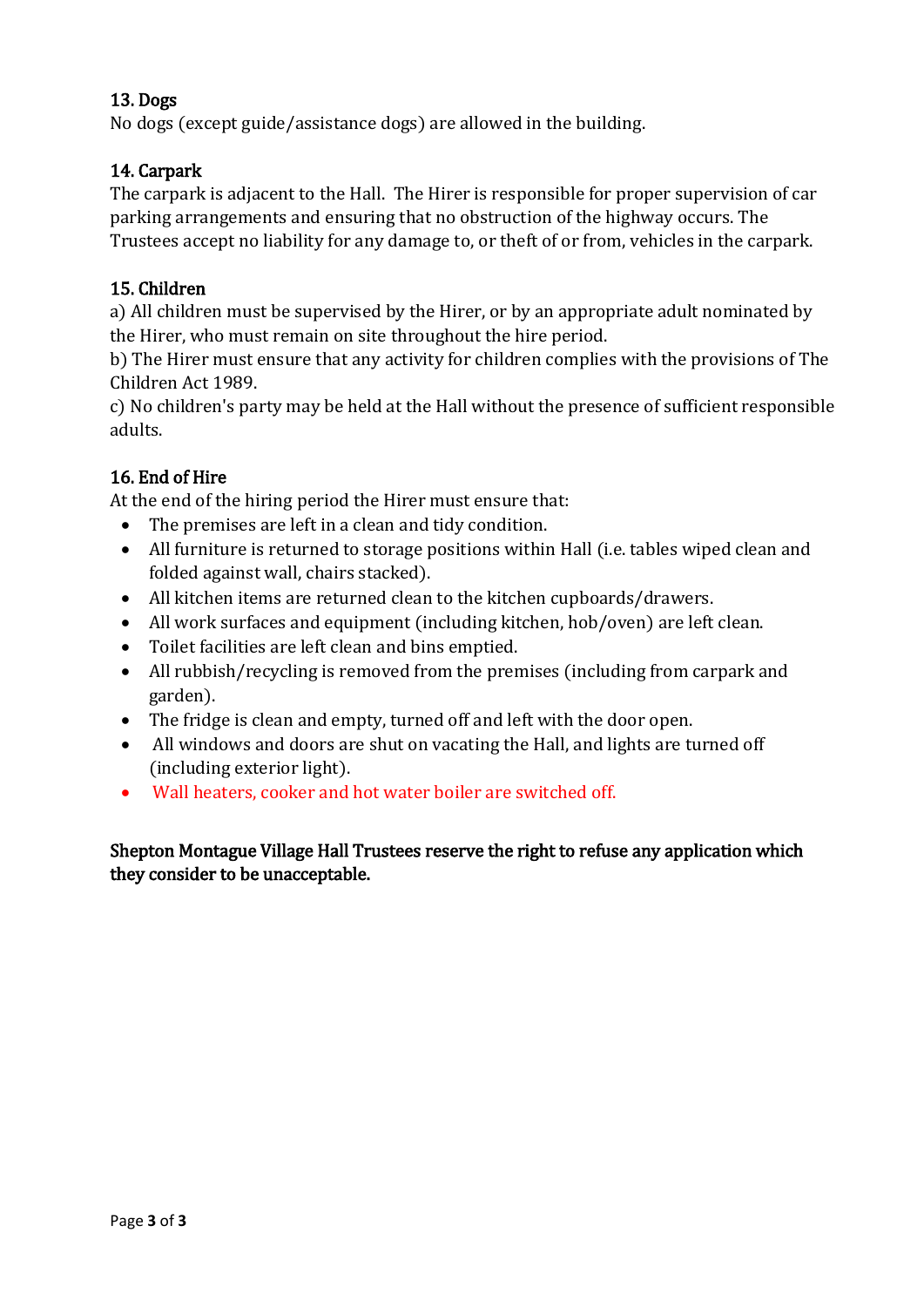## 13. Dogs

No dogs (except guide/assistance dogs) are allowed in the building.

## 14. Carpark

The carpark is adjacent to the Hall. The Hirer is responsible for proper supervision of car parking arrangements and ensuring that no obstruction of the highway occurs. The Trustees accept no liability for any damage to, or theft of or from, vehicles in the carpark.

## 15. Children

a) All children must be supervised by the Hirer, or by an appropriate adult nominated by the Hirer, who must remain on site throughout the hire period.

b) The Hirer must ensure that any activity for children complies with the provisions of The Children Act 1989.

c) No children's party may be held at the Hall without the presence of sufficient responsible adults.

## 16. End of Hire

At the end of the hiring period the Hirer must ensure that:

- The premises are left in a clean and tidy condition.
- All furniture is returned to storage positions within Hall (i.e. tables wiped clean and folded against wall, chairs stacked).
- All kitchen items are returned clean to the kitchen cupboards/drawers.
- All work surfaces and equipment (including kitchen, hob/oven) are left clean.
- Toilet facilities are left clean and bins emptied.
- All rubbish/recycling is removed from the premises (including from carpark and garden).
- The fridge is clean and empty, turned off and left with the door open.
- All windows and doors are shut on vacating the Hall, and lights are turned off (including exterior light).
- Wall heaters, cooker and hot water boiler are switched off.

**Shepton Montague Village Hall Trustees reserve the right to refuse any application which they consider to be unacceptable.**